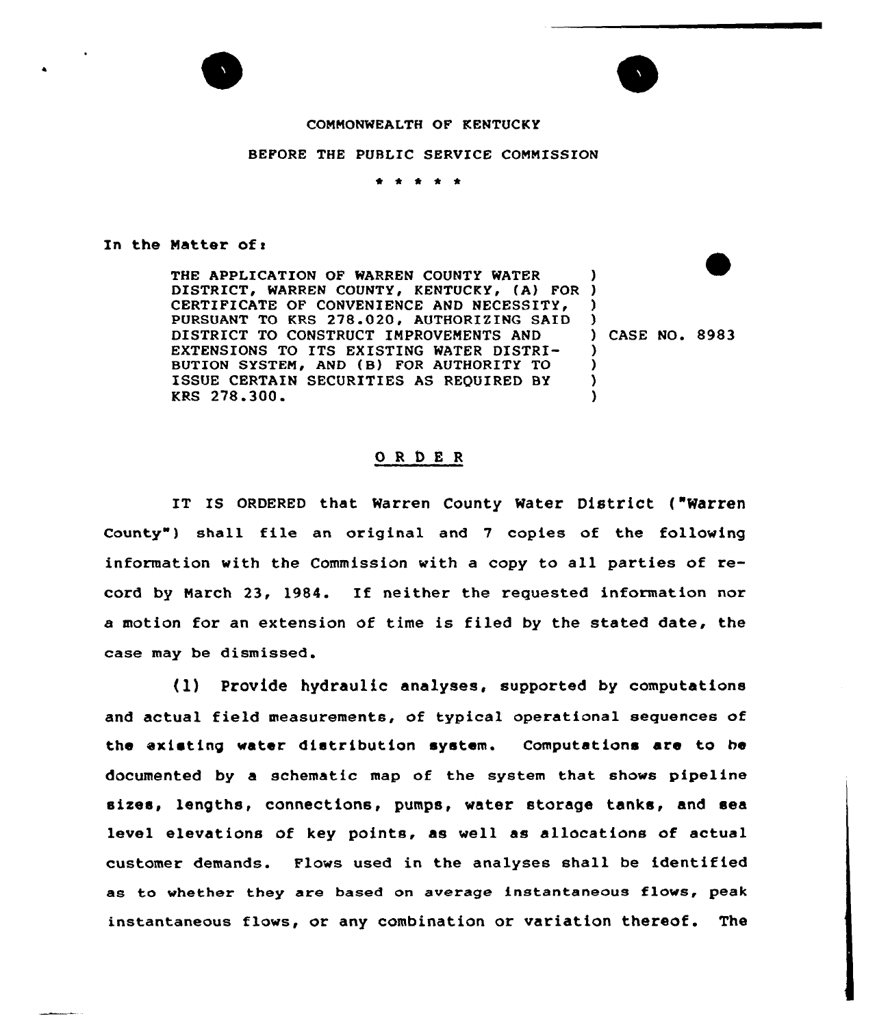COMMONWEALTH OF KENTUCKY

BEFORE THE PUBLIC SERVICE COMMISSION

\* \* \* \* \*

In the Matter of:

THE APPLICATION OF WARREN COUNTY WATER DISTRICT, WARREN COUNTY, KENTUCKY, (A) FOR CERTIFICATE OF CONVENIENCE AND NECESSITY, PURSUANT TO KRS 278.020, AUTHORIZING SAID DISTRICT TO CONSTRUCT IMPROVEMENTS AND EXTENSIONS TO ITS EXISTING WATER DISTRIBUTION SYSTEM, AND (B) FOR AUTHORITY TO ISSUE CERTAIN SECURITIES AS REQUIRED BY KRS 278.300.

) CASE NO. 8983

## O R D E R

IT IS ORDERED that Warren County Water District ("Warren County") shall file an original and 7 copies of the following information with the Commission with a copy to all parties of record by March 23, 1984. If neither the requested information nor a motion for an extension of time is filed by the stated date, the case may be dismissed.

(1) Provide hydraulic analyses, supported by computations and actual field measurements, of typical operational sequences of the existing water distribution system. Computations are to be documented by a schematic map of the system that shows pipeline sizes, lengths, connections, pumps, water storage tanks, and sea level elevations of key points, as well as allocations of actual customer demands. Flows used in the analyses shall be identified as to whether they are based on average instantaneous flows, peak instantaneous flows, or any combination or variation thereof. The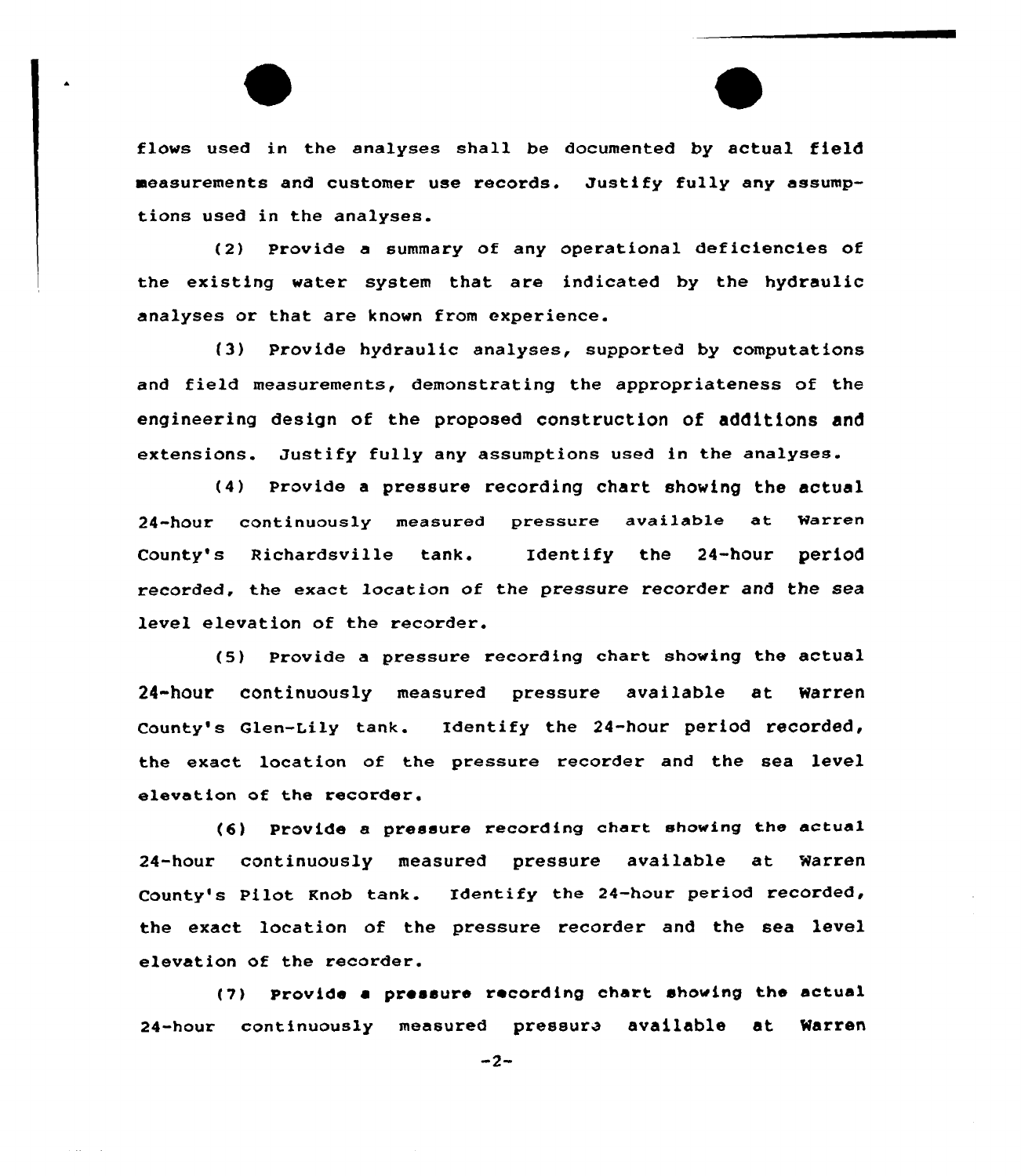flows used in the analyses shall be documented by actual field measurements and customer use records. Justify fully any assumptions used in the analyses.

(2) Provide a summary of any operational deficiencies of the existing water system that are indicated by the hydraulic analyses or that are known from experience.

(3) Provide hydraulic analyses, supported by computations and field measurements, demonstrating the appropriateness of the engineering design of the proposed construction of additions and extensions. Justify fully any assumptions used in the analyses.

(4) Provide a pressure recording chart showing the actual 24-hour continuously measured pressure available at Warren County's Richardsville tank. Identify the 24-hour period recorded, the exact location of the pressure recorder and the sea level elevation of the recorder.

(5) Provide a pressure recording chart showing the actual 24-hour continuously measured pressure available at Warren County's Glen-Lily tank. Identify the 24-hour period recorded, the exact location of the pressure recorder and the sea level elevation of the recorder.

(6) Provide a pressure recording chart showing the actual 24-hour continuously measured pressure available at Warren County's Pilot Knob tank. Identify the 24-hour period recorded, the exact location of the pressure recorder and the sea level elevation of the recorder.

(7) Provide a pressure recording chart showing the actual 24-hour continuously measured pressure available at Warren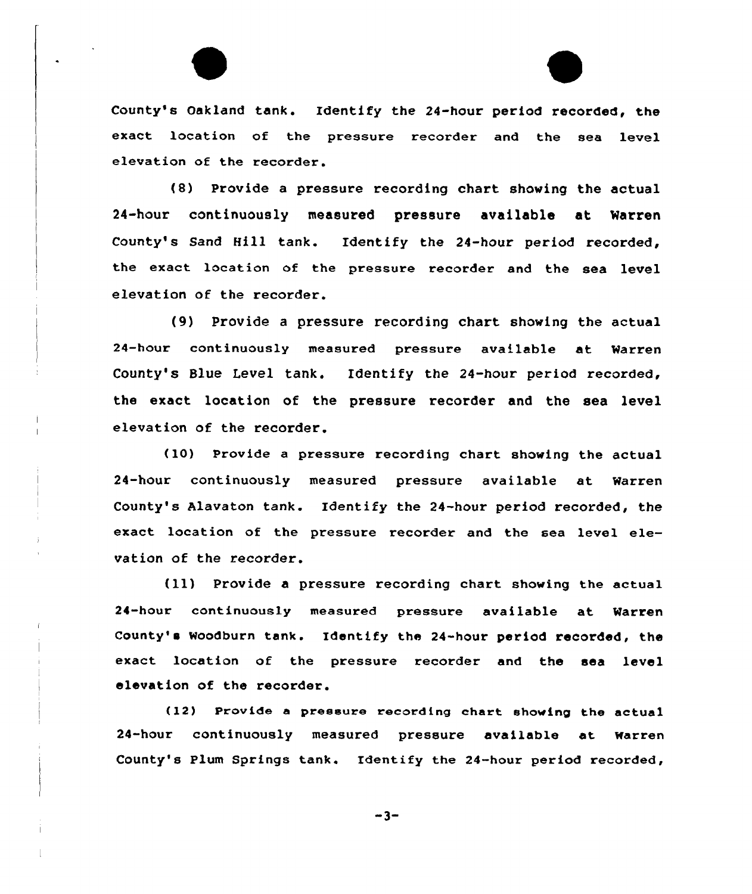County's Oakland tank. Identify the 24-hour period recorded, the exact location of the pressure recorder and the sea level elevation of the recorder.

(8) Provide a pressure recording chart showing the actual 24-hour continuously measured pressure available at Warren County's Sand Hill tank. Identify the 24-hour period recorded, the exact location of the pressure recorder and the sea level elevation of the recorder.

(9) Provide a pressure recording chart showing the actual 24-hour continuously measured pressure available at Warren County's Blue Level tank. Identify the 24-hour period recorded, the exact location of the pressure recorder and the sea level elevation of the recorder.

(10) Provide a pressure recording chart showing the actual 24-hour continuously measured pressure available at Warren County's Alavaton tank. Identify the 24-hour period recorded, the exact location of the pressure recorder and the sea level elevation of the recorder.

(11) Provide a pressure recording chart showing the actual 24-hour continuously measured pressure available at Warren County's Woodburn tank. Identify the 24-hour period recorded, the exact location of the pressure recorder and the sea level elevation of the recorder.

(12) Provide a pressure recording chart showing the actual 24-hour continuously measured pressure available at Warren County's Plum Springs tank. Identify the 24-hour period recorded,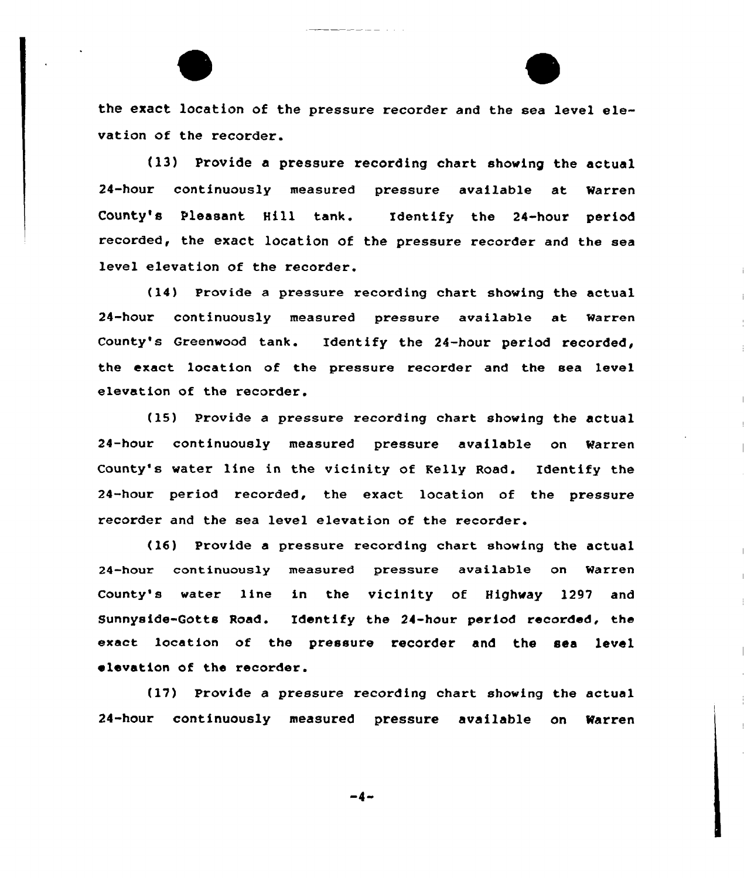the exact location of the pressure recorder and the sea level elevation of the recorder.

(13) Provide a pressure recording chart showing the actual 24-hour continuously measured pressure available at Warren County's Pleasant Hill tank. Identify the 24-hour period recorded, the exact location of the pressure recorder and the sea level elevation of the recorder.

(14) Provide a pressure recording chart showing the actual 24-hour continuously measured pressure available at Warren County's Greenwood tank. Identify the 24-hour period recorded, the exact location of the pressure recorder and the sea level elevation of the recorder.

(15) Provide a pressure recording chart showing the actual 24-hour continuously measured pressure available on Warren County's water line in the vicinity of Kelly Road. Identify the 24-hour period recorded, the exact location of the pressure recorder and the sea level elevation of the recorder.

(16) Provide a pressure recording chart showing the actual 24-hour continuously measured pressure available on Warren County's water line in the vicinity of Highway 1297 and Sunnyside-Gotts Road. Identify the 24-hour period recorded, the exact location of the pressure recorder and the sea level elevation of the recorder.

(17) Provide a pressure recording chart showing the actual 24-hour continuously measured pressure available on Warren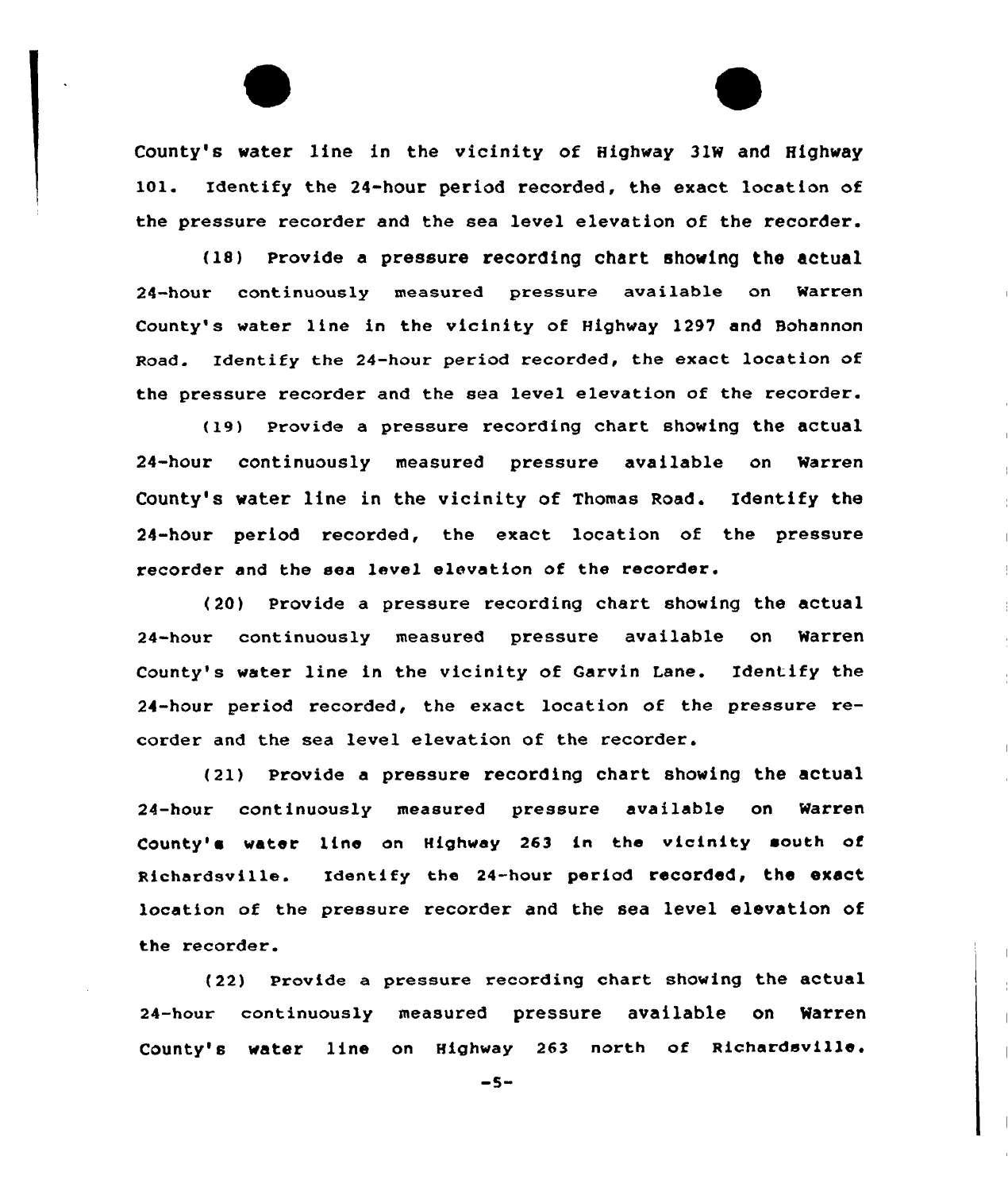County's water line in the vicinity of Highway 31W and Highway 101. Identify the 24-hour period recorded, the exact location of the pressure recorder and the sea level elevation of the recorder.

(18) Provide a pressure recording chart showing the actual 24-hour continuously measured pressure available on Warren County's water line in the vicinity of Highway 1297 and Bohannon Road. Identify the 24-hour period recorded, the exact location of the pressure recorder and the sea level elevation of the recorder.

(19) Provide a pressure recording chart showing the actual 24-hour continuously measured pressure available on Warren County's water line in the vicinity of Thomas Road. Identify the 24-hour period recorded, the exact location of the pressure recorder and the sea level elevation of the recorder.

(20) Provide a pressure recording chart showing the actual 24-hour continuously measured pressure available on Warren County's water line in the vicinity of Garvin Lane. Identify the 24-hour period recorded, the exact location of the pressure recorder and the sea level elevation of the recorder.

(21) Provide a pressure recording chart showing the actual 24-hour continuously measured pressure available on Warren County's water line on Highway 263 in the vicinity south of Richardsville. Identify the 24-hour period recorded, the exact location of the pressure recorder and the sea level elevation of the recorder.

(22) Provide a pressure recording chart showing the actual 24-hour continuously measured pressure available on Warren County's water line on Highway 263 north of Richardsville.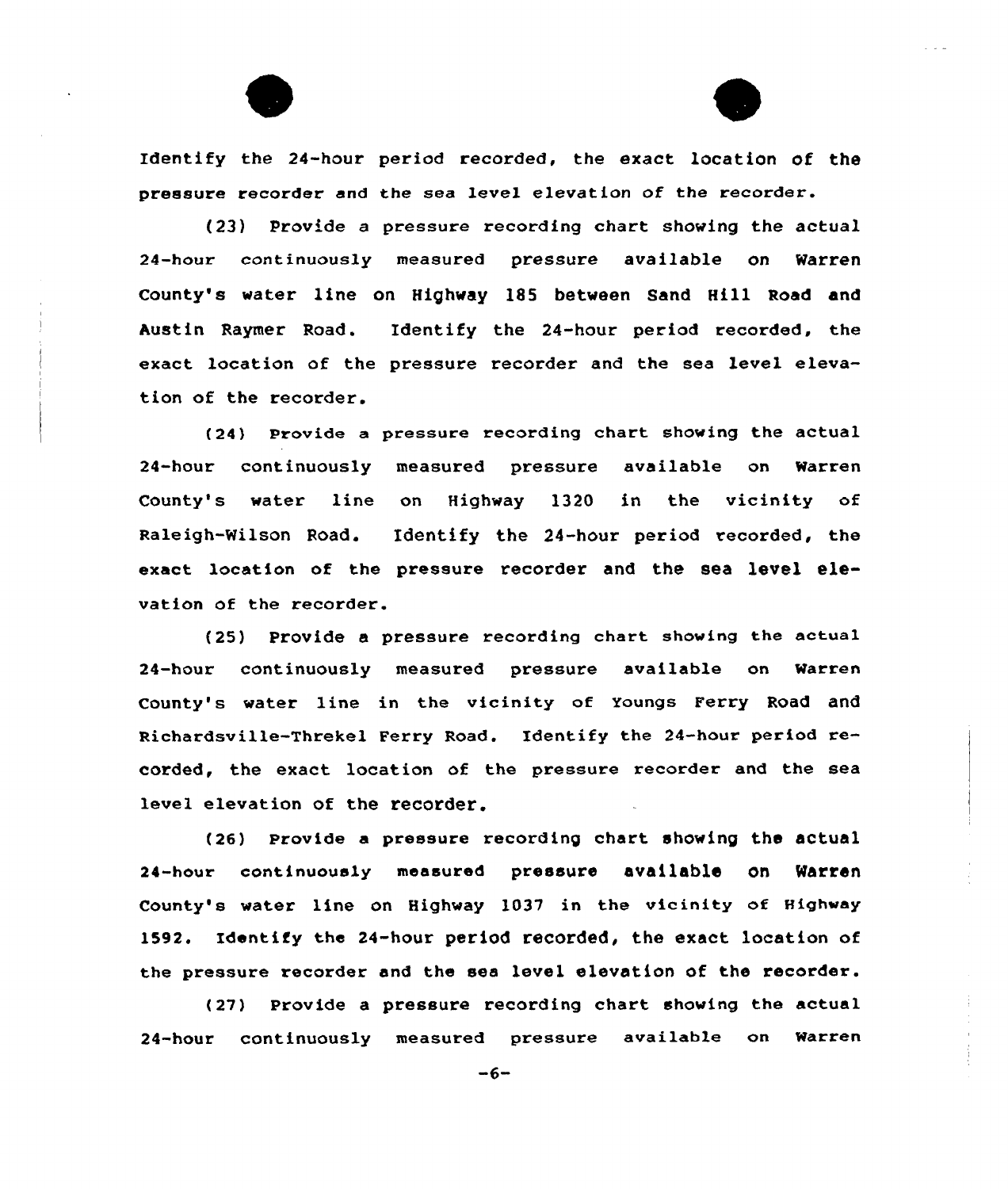Identify the 24-hour period recorded, the exact location of the pressure recorder and the sea level elevation of the recorder.

(23) Provide a pressure recording chart showing the actual 24-hour continuously measured pressure available on Warren County's water line on Highway 185 between Sand Hill Road and Austin Raymer Road. Identify the 24-hour period recorded, the exact location of the pressure recorder and the sea level elevation of the recorder.

(24) Provide a pressure recording chart showing the actual 24-hour continuously measured pressure available on Warren County's water line on Highway 1320 in the vicinity of Raleigh-Wilson Road. Identify the 24-hour period recorded, the exact location of the pressure recorder and the sea level elevation of the recorder.

(25) Provide a pressure recording chart showing the actual 24-hour continuously measured pressure available on Warren County's water line in the vicinity of Youngs Ferry Road and Richardsville-Threkel Ferry Road. Identify the 24-hour period recorded, the exact location of the pressure recorder and the sea level elevation of the recorder.

(26) Provide a pressure recording chart showing the actual 24-hour continuously measured pressure available on Warren County's water line on Highway 1037 in the vicinity of Highway 1592. Identify the 24-hour period recorded, the exact location of the pressure recorder and the sea level elevation of the recorder.

(27) Provide a pressure recording chart showing the actual 24-hour continuously measured pressure available on Warren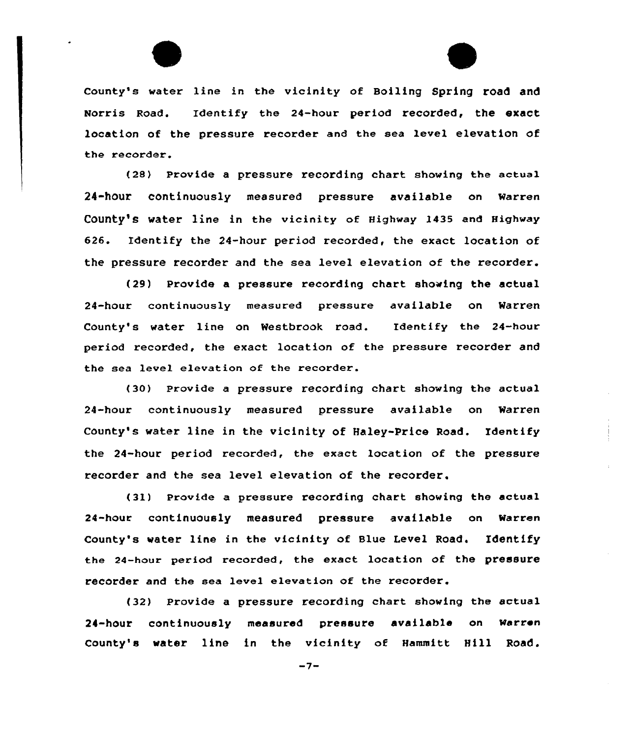County's water line in the vicinity of Boiling Spring road and Norris Road. Identify the 24-hour period recorded, the exact location of the pressure recorder and the sea level elevation of the recorder.

(28) Provide a pressure recording chart showing the actual 24-hour continuously measured pressure available on Warren County's water line in the vicinity of Highway 1435 and Highway 626. Identify the 24-hour period recorded, the exact location of the pressure recorder and the sea level elevation of the recorder.

(29) Provide a pressure recording chart showing the actual 24-hour continuously measured pressure available on Warren County's water line on Westbrook road. Identify the 24-hour period recorded, the exact location of the pressure recorder and the sea level elevation of the recorder.

(30) Provide a pressure recording chart showing the actual 24-hour continuously measured pressure available on Warren County's water line in the vicinity of Haley-Price Road. Identify the 24-hour period recorded, the exact location of the pressure recorder and the sea level elevation of the recorder.

(31) Provide a pressure recording chart showing the actual 24-hour continuously measured pressure available on Warren County's water line in the vicinity of Blue Level Road. Identify the 24-hour period recorded, the exact location of the pressure recorder and the sea level elevation of the recorder.

(32) Provide a pressure recording chart showing the actual 24-hour continuously measured pressure available on Warren County's water line in the vicinity of Hammitt Hill Road.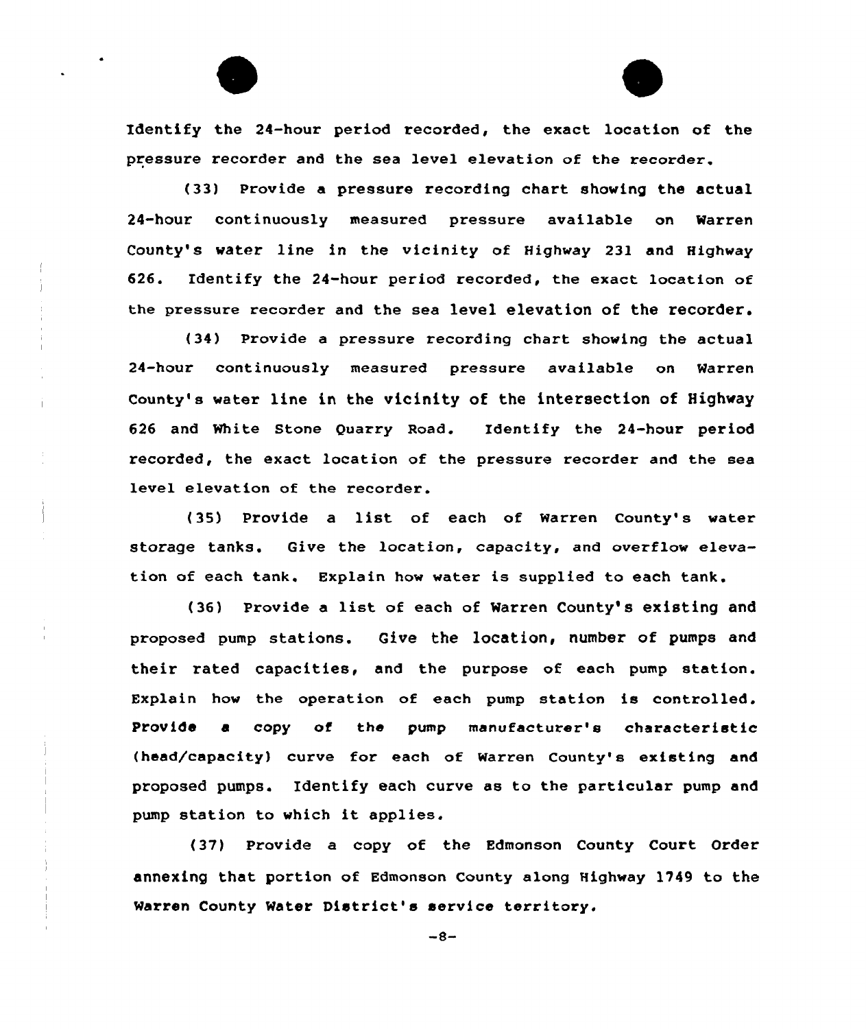Identify the 24-hour period recorded, the exact location of the pressure recorder and the sea level elevation of the recorder.

(33) Provide a pressure recording chart showing the actual 24-hour continuously measured pressure available on Warren County's water line in the vicinity of Highway 231 and Highway 626. Identify the 24-hour period recorded, the exact location of the pressure recorder and the sea level elevation of the recorder.

(34) Provide a pressure recording chart showing the actual 24-hour continuously measured pressure available on Warren County's water line in the vicinity of the intersection of Highway 626 and White Stone Quarry Road. Identify the 24-hour period recorded, the exact location of the pressure recorder and the sea level elevation of the recorder.

(35) Provide a list of each of Warren County's water storage tanks. Give the location, capacity, and overflow elevation of each tank. Explain how water is supplied to each tank.

(36) Provide a list of each of Warren County's existing and proposed pump stations. Give the location, number of pumps and their rated capacities, and the purpose of each pump station. Explain how the operation of each pump station is controlled. Provide a copy of the pump manufacturer's characteristic (head/capacity) curve for each of Warren County's existing and proposed pumps. Identify each curve as to the particular pump and pump station to which it applies.

(37) Provide a copy of the Edmonson County Court Order annexing that portion of Edmonson County along Highway 1749 to the Warren County Water District's service territory.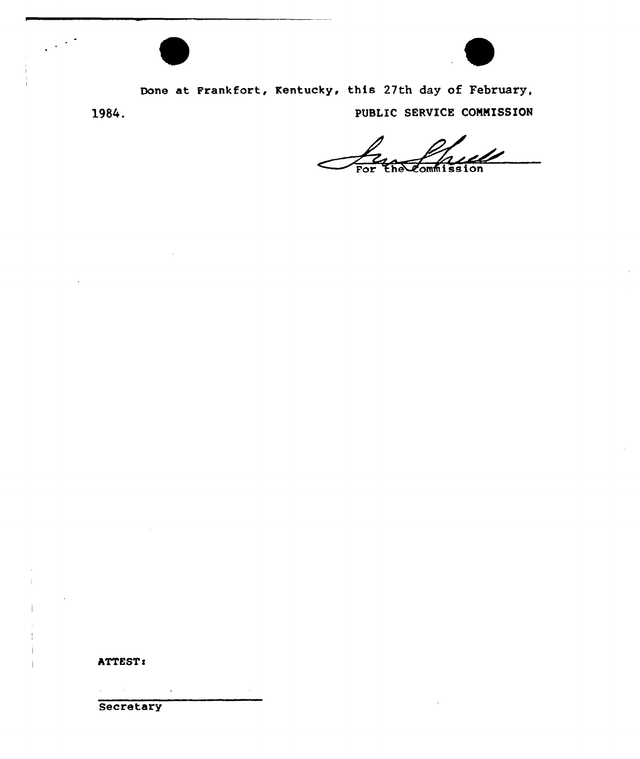Done at Frankfort, Kentucky, this 27th day of February, 1984.

PUBLIC SERVICE COMMISSION

For the Commission

ATTEST:

Secretary